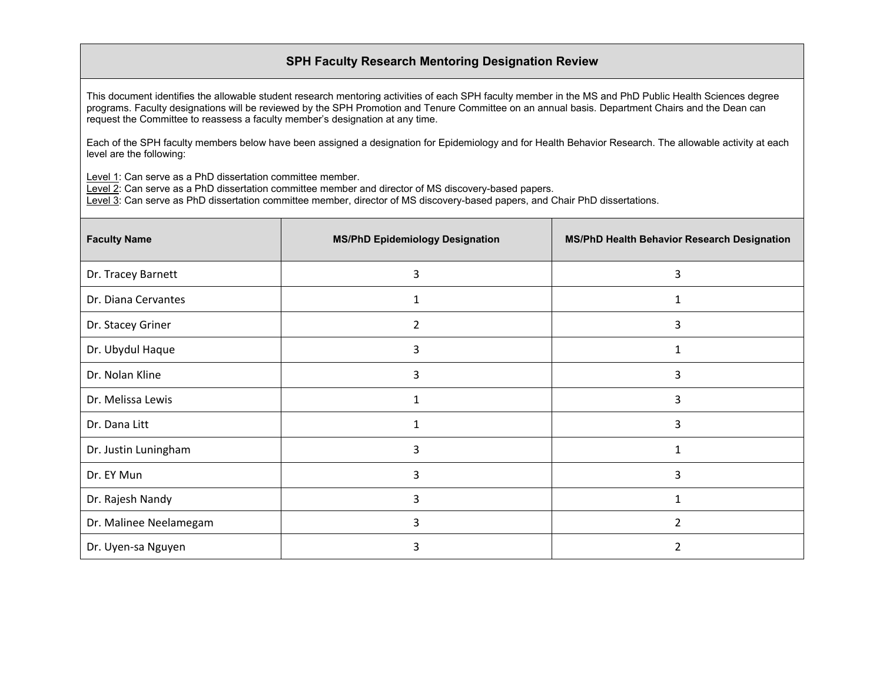## SPH Faculty Research Mentoring Designation Review

This document identifies the allowable student research mentoring activities of each SPH faculty member in the MS and PhD Public Health Sciences degree programs. Faculty designations will be reviewed by the SPH Promotion and Tenure Committee on an annual basis. Department Chairs and the Dean can request the Committee to reassess a faculty member's designation at any time.

Each of the SPH faculty members below have been assigned a designation for Epidemiology and for Health Behavior Research. The allowable activity at each level are the following:

Level 1: Can serve as a PhD dissertation committee member.
Level 2: Can serve as a PhD dissertation committee member and director of MS discovery-based papers.
Level 3: Can serve as PhD dissertation committee member, director of MS discovery-based papers, and Chair PhD dissertations.

| Faculty Name | MS/PhD Epidemiology Designation | MS/PhD Health Behavior Research Designation |
|---|---|---|
| Dr. Tracey Barnett | 3 | 3 |
| Dr. Diana Cervantes | 1 | 1 |
| Dr. Stacey Griner | 2 | 3 |
| Dr. Ubydul Haque | 3 | 1 |
| Dr. Nolan Kline | 3 | 3 |
| Dr. Melissa Lewis | 1 | 3 |
| Dr. Dana Litt | 1 | 3 |
| Dr. Justin Luningham | 3 | 1 |
| Dr. EY Mun | 3 | 3 |
| Dr. Rajesh Nandy | 3 | 1 |
| Dr. Malinee Neelamegam | 3 | 2 |
| Dr. Uyen-sa Nguyen | 3 | 2 |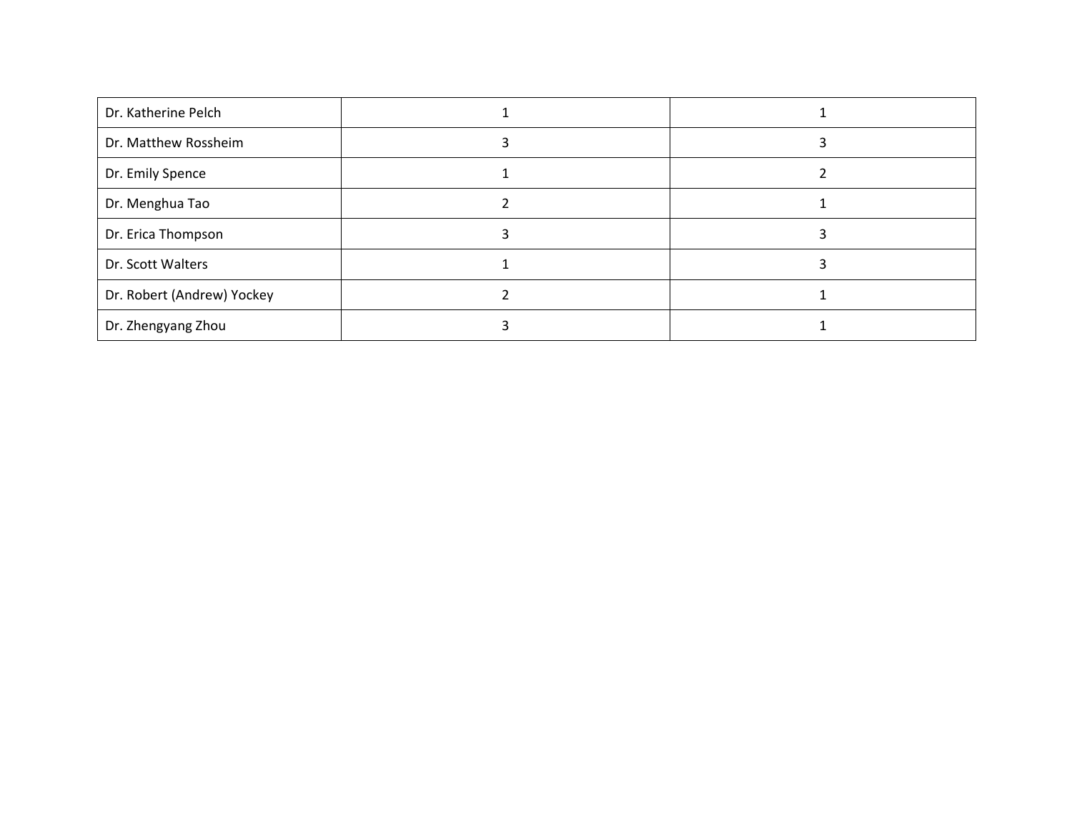| | | |
|---|---|---|
| Dr. Katherine Pelch | 1 | 1 |
| Dr. Matthew Rossheim | 3 | 3 |
| Dr. Emily Spence | 1 | 2 |
| Dr. Menghua Tao | 2 | 1 |
| Dr. Erica Thompson | 3 | 3 |
| Dr. Scott Walters | 1 | 3 |
| Dr. Robert (Andrew) Yockey | 2 | 1 |
| Dr. Zhengyang Zhou | 3 | 1 |